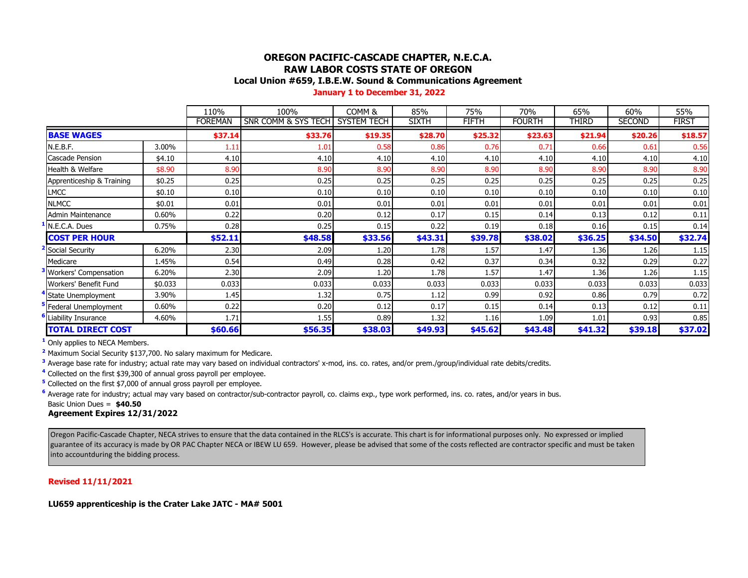# OREGON PACIFIC-CASCADE CHAPTER, N.E.C.A.
## RAW LABOR COSTS STATE OF OREGON
### Local Union #659, I.B.E.W. Sound & Communications Agreement

**January 1 to December 31, 2022**

| | | 110% | 100% | COMM & | 85% | 75% | 70% | 65% | 60% | 55% |
|---|---|---|---|---|---|---|---|---|---|---|
| | | FOREMAN | SNR COMM & SYS TECH | SYSTEM TECH | SIXTH | FIFTH | FOURTH | THIRD | SECOND | FIRST |
| **BASE WAGES** | | **$37.14** | **$33.76** | **$19.35** | **$28.70** | **$25.32** | **$23.63** | **$21.94** | **$20.26** | **$18.57** |
| N.E.B.F. | 3.00% | 1.11 | 1.01 | 0.58 | 0.86 | 0.76 | 0.71 | 0.66 | 0.61 | 0.56 |
| Cascade Pension | $4.10 | 4.10 | 4.10 | 4.10 | 4.10 | 4.10 | 4.10 | 4.10 | 4.10 | 4.10 |
| Health & Welfare | $8.90 | 8.90 | 8.90 | 8.90 | 8.90 | 8.90 | 8.90 | 8.90 | 8.90 | 8.90 |
| Apprenticeship & Training | $0.25 | 0.25 | 0.25 | 0.25 | 0.25 | 0.25 | 0.25 | 0.25 | 0.25 | 0.25 |
| LMCC | $0.10 | 0.10 | 0.10 | 0.10 | 0.10 | 0.10 | 0.10 | 0.10 | 0.10 | 0.10 |
| NLMCC | $0.01 | 0.01 | 0.01 | 0.01 | 0.01 | 0.01 | 0.01 | 0.01 | 0.01 | 0.01 |
| Admin Maintenance | 0.60% | 0.22 | 0.20 | 0.12 | 0.17 | 0.15 | 0.14 | 0.13 | 0.12 | 0.11 |
| [1] N.E.C.A. Dues | 0.75% | 0.28 | 0.25 | 0.15 | 0.22 | 0.19 | 0.18 | 0.16 | 0.15 | 0.14 |
| **COST PER HOUR** | | **$52.11** | **$48.58** | **$33.56** | **$43.31** | **$39.78** | **$38.02** | **$36.25** | **$34.50** | **$32.74** |
| [2] Social Security | 6.20% | 2.30 | 2.09 | 1.20 | 1.78 | 1.57 | 1.47 | 1.36 | 1.26 | 1.15 |
| Medicare | 1.45% | 0.54 | 0.49 | 0.28 | 0.42 | 0.37 | 0.34 | 0.32 | 0.29 | 0.27 |
| [3] Workers' Compensation | 6.20% | 2.30 | 2.09 | 1.20 | 1.78 | 1.57 | 1.47 | 1.36 | 1.26 | 1.15 |
| Workers' Benefit Fund | $0.033 | 0.033 | 0.033 | 0.033 | 0.033 | 0.033 | 0.033 | 0.033 | 0.033 | 0.033 |
| [4] State Unemployment | 3.90% | 1.45 | 1.32 | 0.75 | 1.12 | 0.99 | 0.92 | 0.86 | 0.79 | 0.72 |
| [5] Federal Unemployment | 0.60% | 0.22 | 0.20 | 0.12 | 0.17 | 0.15 | 0.14 | 0.13 | 0.12 | 0.11 |
| [6] Liability Insurance | 4.60% | 1.71 | 1.55 | 0.89 | 1.32 | 1.16 | 1.09 | 1.01 | 0.93 | 0.85 |
| **TOTAL DIRECT COST** | | **$60.66** | **$56.35** | **$38.03** | **$49.93** | **$45.62** | **$43.48** | **$41.32** | **$39.18** | **$37.02** |

[1] Only applies to NECA Members.

[2] Maximum Social Security $137,700. No salary maximum for Medicare.

[3] Average base rate for industry; actual rate may vary based on individual contractors' x-mod, ins. co. rates, and/or prem./group/individual rate debits/credits.

[4] Collected on the first $39,300 of annual gross payroll per employee.

[5] Collected on the first $7,000 of annual gross payroll per employee.

[6] Average rate for industry; actual may vary based on contractor/sub-contractor payroll, co. claims exp., type work performed, ins. co. rates, and/or years in bus.

Basic Union Dues = **$40.50**

**Agreement Expires 12/31/2022**

Oregon Pacific-Cascade Chapter, NECA strives to ensure that the data contained in the RLCS's is accurate. This chart is for informational purposes only. No expressed or implied guarantee of its accuracy is made by OR PAC Chapter NECA or IBEW LU 659. However, please be advised that some of the costs reflected are contractor specific and must be taken into accountduring the bidding process.

**Revised 11/11/2021**

**LU659 apprenticeship is the Crater Lake JATC - MA# 5001**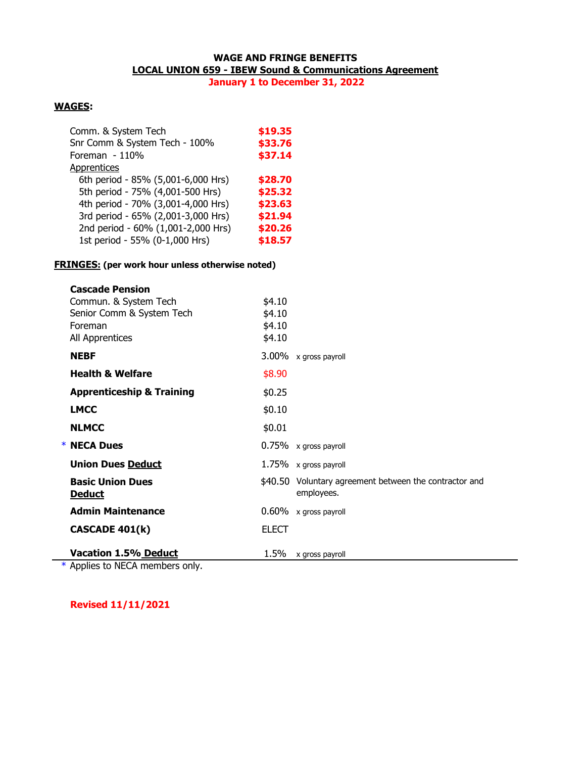**WAGE AND FRINGE BENEFITS**
**LOCAL UNION 659 - IBEW Sound & Communications Agreement**
**January 1 to December 31, 2022**

## WAGES:

| | |
|---|---|
| Comm. & System Tech | **$19.35** |
| Snr Comm & System Tech - 100% | **$33.76** |
| Foreman - 110% | **$37.14** |
| Apprentices | |
| 6th period - 85% (5,001-6,000 Hrs) | **$28.70** |
| 5th period - 75% (4,001-500 Hrs) | **$25.32** |
| 4th period - 70% (3,001-4,000 Hrs) | **$23.63** |
| 3rd period - 65% (2,001-3,000 Hrs) | **$21.94** |
| 2nd period - 60% (1,001-2,000 Hrs) | **$20.26** |
| 1st period - 55% (0-1,000 Hrs) | **$18.57** |

## FRINGES: (per work hour unless otherwise noted)

| | | |
|---|---|---|
| **Cascade Pension** | | |
| Commun. & System Tech | $4.10 | |
| Senior Comm & System Tech | $4.10 | |
| Foreman | $4.10 | |
| All Apprentices | $4.10 | |
| **NEBF** | 3.00% | x gross payroll |
| **Health & Welfare** | $8.90 | |
| **Apprenticeship & Training** | $0.25 | |
| **LMCC** | $0.10 | |
| **NLMCC** | $0.01 | |
| * **NECA Dues** | 0.75% | x gross payroll |
| **Union Dues Deduct** | 1.75% | x gross payroll |
| **Basic Union Dues Deduct** | $40.50 | Voluntary agreement between the contractor and employees. |
| **Admin Maintenance** | 0.60% | x gross payroll |
| **CASCADE 401(k)** | ELECT | |
| **Vacation 1.5% Deduct** | 1.5% | x gross payroll |

* Applies to NECA members only.

**Revised 11/11/2021**